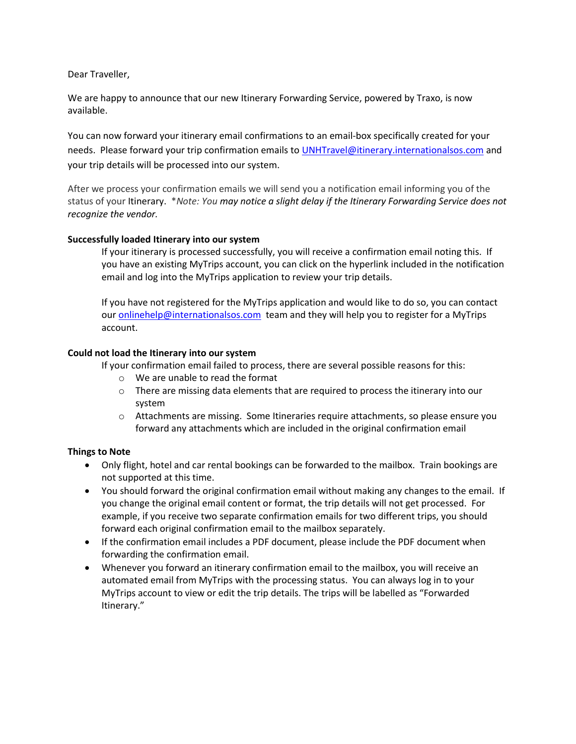Dear Traveller,

We are happy to announce that our new Itinerary Forwarding Service, powered by Traxo, is now available.

You can now forward your itinerary email confirmations to an email-box specifically created for your needs. Please forward your trip confirmation emails to UNHTravel@itinerary.internationalsos.com and your trip details will be processed into our system.

After we process your confirmation emails we will send you a notification email informing you of the status of your Itinerary. **Note: You may notice a slight delay if the Itinerary Forwarding Service does not recognize the vendor.*

**Successfully loaded Itinerary into our system**

If your itinerary is processed successfully, you will receive a confirmation email noting this. If you have an existing MyTrips account, you can click on the hyperlink included in the notification email and log into the MyTrips application to review your trip details.

If you have not registered for the MyTrips application and would like to do so, you can contact our onlinehelp@internationalsos.com team and they will help you to register for a MyTrips account.

**Could not load the Itinerary into our system**

If your confirmation email failed to process, there are several possible reasons for this:

- We are unable to read the format
- There are missing data elements that are required to process the itinerary into our system
- Attachments are missing. Some Itineraries require attachments, so please ensure you forward any attachments which are included in the original confirmation email

**Things to Note**

- Only flight, hotel and car rental bookings can be forwarded to the mailbox. Train bookings are not supported at this time.
- You should forward the original confirmation email without making any changes to the email. If you change the original email content or format, the trip details will not get processed. For example, if you receive two separate confirmation emails for two different trips, you should forward each original confirmation email to the mailbox separately.
- If the confirmation email includes a PDF document, please include the PDF document when forwarding the confirmation email.
- Whenever you forward an itinerary confirmation email to the mailbox, you will receive an automated email from MyTrips with the processing status. You can always log in to your MyTrips account to view or edit the trip details. The trips will be labelled as "Forwarded Itinerary."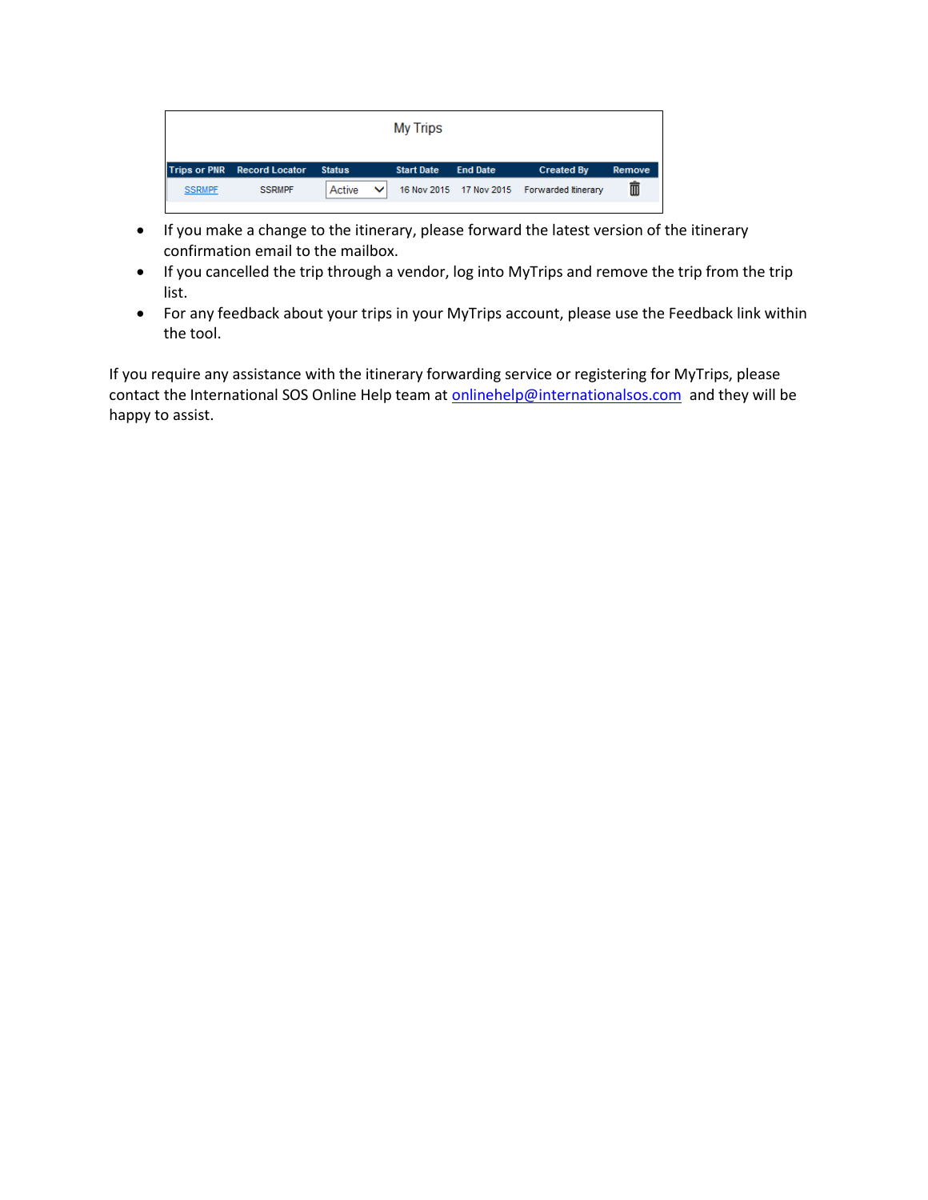My Trips

| Trips or PNR | Record Locator | Status | Start Date | End Date | Created By | Remove |
|---|---|---|---|---|---|---|
| SSRMPF | SSRMPF | Active | 16 Nov 2015 | 17 Nov 2015 | Forwarded Itinerary | |

- If you make a change to the itinerary, please forward the latest version of the itinerary confirmation email to the mailbox.
- If you cancelled the trip through a vendor, log into MyTrips and remove the trip from the trip list.
- For any feedback about your trips in your MyTrips account, please use the Feedback link within the tool.

If you require any assistance with the itinerary forwarding service or registering for MyTrips, please contact the International SOS Online Help team at onlinehelp@internationalsos.com and they will be happy to assist.